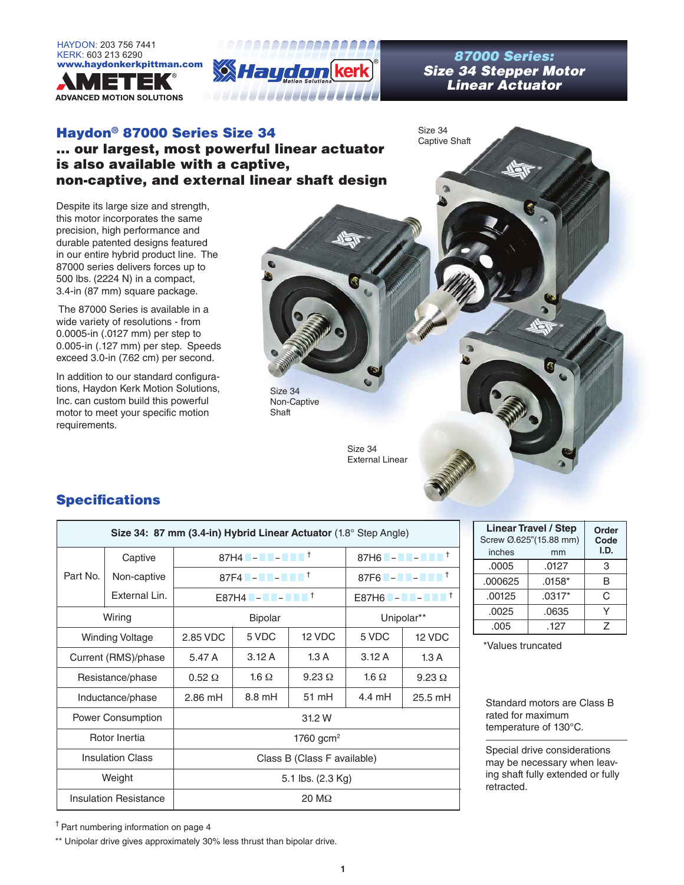HAYDON: 203 756 7441
KERK: 603 213 6290
www.haydonkerkpittman.com

AMETEK® ADVANCED MOTION SOLUTIONS

# 87000 Series: Size 34 Stepper Motor Linear Actuator

## Haydon® 87000 Series Size 34

### ... our largest, most powerful linear actuator is also available with a captive, non-captive, and external linear shaft design

Despite its large size and strength, this motor incorporates the same precision, high performance and durable patented designs featured in our entire hybrid product line. The 87000 series delivers forces up to 500 lbs. (2224 N) in a compact, 3.4-in (87 mm) square package.

The 87000 Series is available in a wide variety of resolutions - from 0.0005-in (.0127 mm) per step to 0.005-in (.127 mm) per step. Speeds exceed 3.0-in (7.62 cm) per second.

In addition to our standard configurations, Haydon Kerk Motion Solutions, Inc. can custom build this powerful motor to meet your specific motion requirements.

Size 34 Captive Shaft

Size 34 Non-Captive Shaft

Size 34 External Linear

## Specifications

| Size 34: 87 mm (3.4-in) Hybrid Linear Actuator (1.8° Step Angle) | | | | | | |
|---|---|---|---|---|---|---|
| Part No. | Captive | 87H4 ■-■■-■■■ † | | 87H6 ■-■■-■■■ † | | |
| | Non-captive | 87F4 ■-■■-■■■ † | | 87F6 ■-■■-■■■ † | | |
| | External Lin. | E87H4 ■-■■-■■■ † | | E87H6 ■-■■-■■■ † | | |
| Wiring | | Bipolar | | | Unipolar** | |
| Winding Voltage | | 2.85 VDC | 5 VDC | 12 VDC | 5 VDC | 12 VDC |
| Current (RMS)/phase | | 5.47 A | 3.12 A | 1.3 A | 3.12 A | 1.3 A |
| Resistance/phase | | 0.52 Ω | 1.6 Ω | 9.23 Ω | 1.6 Ω | 9.23 Ω |
| Inductance/phase | | 2.86 mH | 8.8 mH | 51 mH | 4.4 mH | 25.5 mH |
| Power Consumption | | 31.2 W | | | | |
| Rotor Inertia | | 1760 gcm² | | | | |
| Insulation Class | | Class B (Class F available) | | | | |
| Weight | | 5.1 lbs. (2.3 Kg) | | | | |
| Insulation Resistance | | 20 MΩ | | | | |

| Linear Travel / Step Screw Ø.625"(15.88 mm) | | Order Code I.D. |
|---|---|---|
| inches | mm | |
| .0005 | .0127 | 3 |
| .000625 | .0158* | B |
| .00125 | .0317* | C |
| .0025 | .0635 | Y |
| .005 | .127 | Z |

*Values truncated

Standard motors are Class B rated for maximum temperature of 130°C.

Special drive considerations may be necessary when leaving shaft fully extended or fully retracted.

† Part numbering information on page 4

** Unipolar drive gives approximately 30% less thrust than bipolar drive.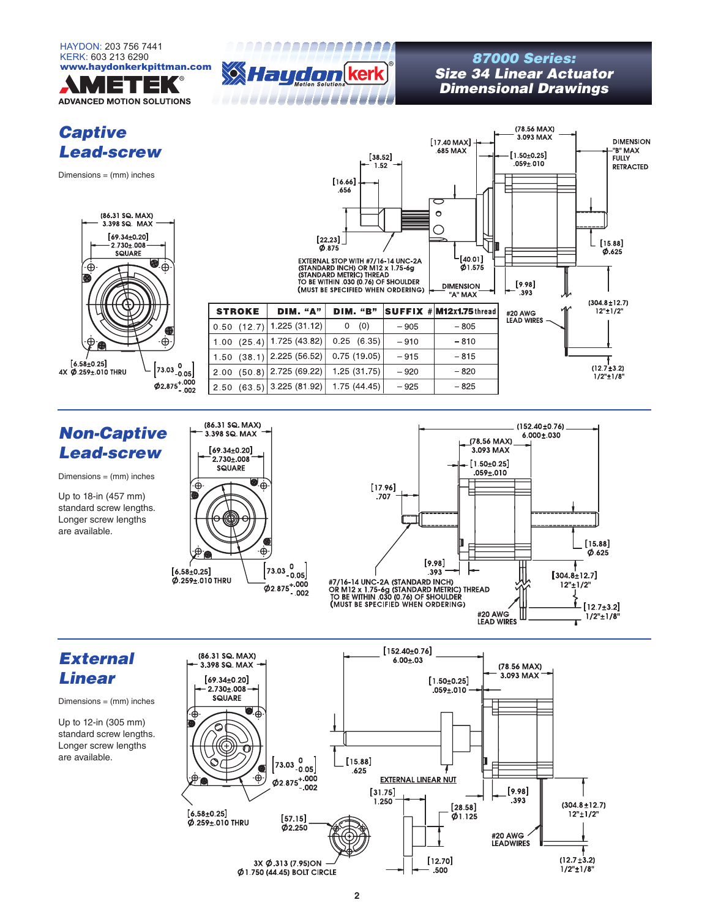HAYDON: 203 756 7441
KERK: 603 213 6290
**www.haydonkerkpittman.com**

AMETEK® ADVANCED MOTION SOLUTIONS

Haydon kerk® Motion Solutions

# 87000 Series: Size 34 Linear Actuator Dimensional Drawings

## Captive Lead-screw

Dimensions = (mm) inches

(86.31 SQ. MAX) 3.398 SQ. MAX

[69.34±0.20] 2.730±.008 SQUARE

[6.58±0.25] 4X Ø.259±.010 THRU

[73.03 0 -0.05] Ø2.875 +.000 -.002

[38.52] 1.52

[16.66] .656

[17.40 MAX] .685 MAX

(78.56 MAX) 3.093 MAX

[1.50±0.25] .059±.010

DIMENSION "B" MAX FULLY RETRACTED

[22.23] Ø.875

[40.01] Ø1.575

[15.88] Ø.625

[9.98] .393

DIMENSION "A" MAX

EXTERNAL STOP WITH #7/16-14 UNC-2A (STANDARD INCH) OR M12 x 1.75-6g (STANDARD METRIC) THREAD TO BE WITHIN .030 (0.76) OF SHOULDER (MUST BE SPECIFIED WHEN ORDERING)

#20 AWG LEAD WIRES

(304.8±12.7) 12"±1/2"

(12.7±3.2) 1/2"±1/8"

| STROKE | DIM. "A" | DIM. "B" | SUFFIX # | M12x1.75 thread |
|---|---|---|---|---|
| 0.50 (12.7) | 1.225 (31.12) | 0 (0) | – 905 | – 805 |
| 1.00 (25.4) | 1.725 (43.82) | 0.25 (6.35) | – 910 | – 810 |
| 1.50 (38.1) | 2.225 (56.52) | 0.75 (19.05) | – 915 | – 815 |
| 2.00 (50.8) | 2.725 (69.22) | 1.25 (31.75) | – 920 | – 820 |
| 2.50 (63.5) | 3.225 (81.92) | 1.75 (44.45) | – 925 | – 825 |

## Non-Captive Lead-screw

Dimensions = (mm) inches

Up to 18-in (457 mm) standard screw lengths. Longer screw lengths are available.

(86.31 SQ. MAX) 3.398 SQ. MAX

[69.34±0.20] 2.730±.008 SQUARE

[6.58±0.25] Ø.259±.010 THRU

[73.03 0 -0.05] Ø2.875 +.000 -.002

(152.40±0.76) 6.000±.030

(78.56 MAX) 3.093 MAX

[1.50±0.25] .059±.010

[17.96] .707

[15.88] Ø.625

[9.98] .393

#7/16-14 UNC-2A (STANDARD INCH) OR M12 x 1.75-6g (STANDARD METRIC) THREAD TO BE WITHIN .030 (0.76) OF SHOULDER (MUST BE SPECIFIED WHEN ORDERING)

[304.8±12.7] 12"±1/2"

[12.7±3.2] 1/2"±1/8"

#20 AWG LEAD WIRES

## External Linear

Dimensions = (mm) inches

Up to 12-in (305 mm) standard screw lengths. Longer screw lengths are available.

(86.31 SQ. MAX) 3.398 SQ. MAX

[69.34±0.20] 2.730±.008 SQUARE

[6.58±0.25] Ø.259±.010 THRU

[73.03 0 -0.05] Ø2.875 +.000 -.002

[152.40±0.76] 6.00±.03

(78.56 MAX) 3.093 MAX

[1.50±0.25] .059±.010

[15.88] .625

EXTERNAL LINEAR NUT

[31.75] 1.250

[28.58] Ø1.125

[12.70] .500

[9.98] .393

[57.15] Ø2.250

3X Ø.313 (7.95)ON Ø1.750 (44.45) BOLT CIRCLE

#20 AWG LEADWIRES

(304.8±12.7) 12"±1/2"

(12.7±3.2) 1/2"±1/8"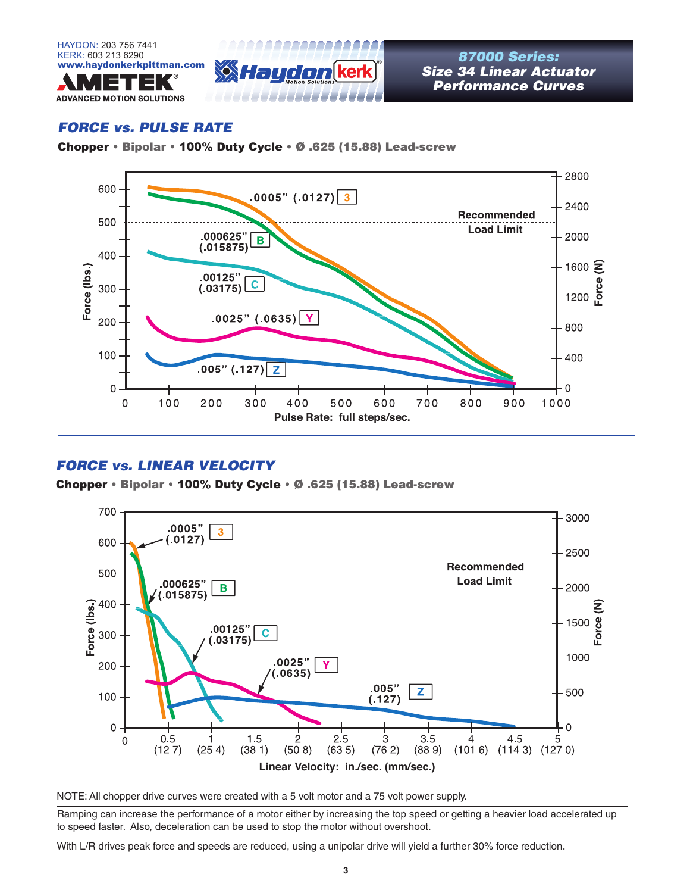# 87000 Series: Size 34 Linear Actuator Performance Curves

## FORCE vs. PULSE RATE

**Chopper • Bipolar • 100% Duty Cycle • Ø .625 (15.88) Lead-screw**

## FORCE vs. LINEAR VELOCITY

**Chopper • Bipolar • 100% Duty Cycle • Ø .625 (15.88) Lead-screw**

NOTE: All chopper drive curves were created with a 5 volt motor and a 75 volt power supply.

Ramping can increase the performance of a motor either by increasing the top speed or getting a heavier load accelerated up to speed faster. Also, deceleration can be used to stop the motor without overshoot.

With L/R drives peak force and speeds are reduced, using a unipolar drive will yield a further 30% force reduction.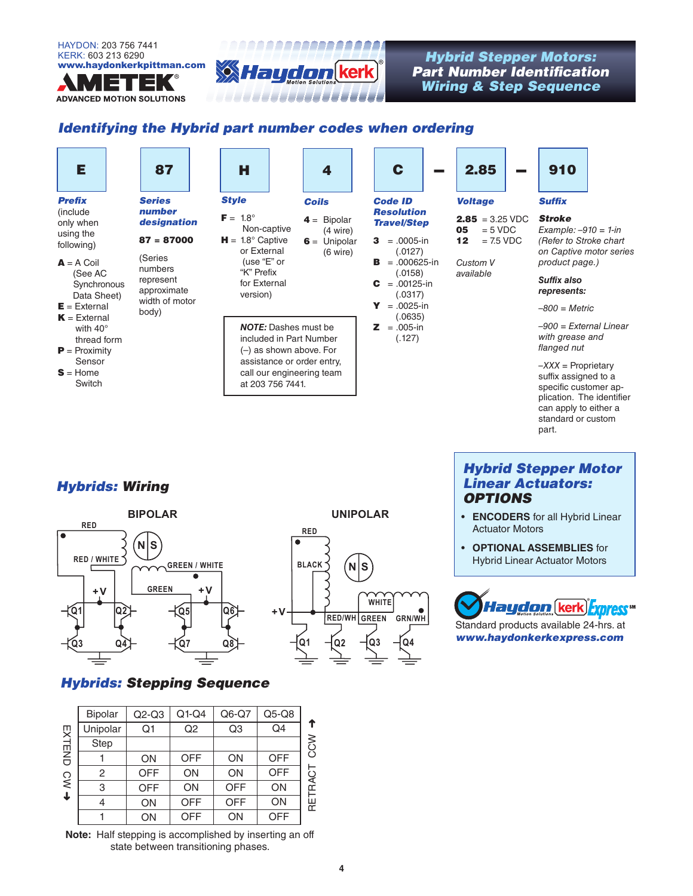HAYDON: 203 756 7441
KERK: 603 213 6290
www.haydonkerkpittman.com

AMETEK® ADVANCED MOTION SOLUTIONS

# Hybrid Stepper Motors: Part Number Identification Wiring & Step Sequence

## Identifying the Hybrid part number codes when ordering

| E | 87 | H | 4 | C | – | 2.85 | – | 910 |
|---|---|---|---|---|---|---|---|---|

***Prefix*** (include only when using the following)

- **A** = A Coil (See AC Synchronous Data Sheet)
- **E** = External
- **K** = External with 40° thread form
- **P** = Proximity Sensor
- **S** = Home Switch

***Series number designation***

**87 = 87000**

(Series numbers represent approximate width of motor body)

***Style***

- **F** = 1.8° Non-captive
- **H** = 1.8° Captive or External (use "E" or "K" Prefix for External version)

***Coils***

- **4** = Bipolar (4 wire)
- **6** = Unipolar (6 wire)

***NOTE:*** Dashes must be included in Part Number (–) as shown above. For assistance or order entry, call our engineering team at 203 756 7441.

***Code ID Resolution Travel/Step***

- **3** = .0005-in (.0127)
- **B** = .000625-in (.0158)
- **C** = .00125-in (.0317)
- **Y** = .0025-in (.0635)
- **Z** = .005-in (.127)

***Voltage***

- **2.85** = 3.25 VDC
- **05** = 5 VDC
- **12** = 7.5 VDC

*Custom V available*

***Suffix***

***Stroke***
*Example: –910 = 1-in (Refer to Stroke chart on Captive motor series product page.)*

***Suffix also represents:***

*–800 = Metric*

*–900 = External Linear with grease and flanged nut*

*–XXX* = Proprietary suffix assigned to a specific customer application. The identifier can apply to either a standard or custom part.

## Hybrids: Wiring

**BIPOLAR** — RED, RED / WHITE, GREEN / WHITE, GREEN, +V, Q1, Q2, Q3, Q4, Q5, Q6, Q7, Q8

**UNIPOLAR** — RED, BLACK, WHITE, RED/WH, GREEN, GRN/WH, +V, Q1, Q2, Q3, Q4

## Hybrid Stepper Motor Linear Actuators: OPTIONS

- **ENCODERS** for all Hybrid Linear Actuator Motors
- **OPTIONAL ASSEMBLIES** for Hybrid Linear Actuator Motors

Haydon kerk Express℠
Standard products available 24-hrs. at
**www.haydonkerkexpress.com**

## Hybrids: Stepping Sequence

| Bipolar | Q2-Q3 | Q1-Q4 | Q6-Q7 | Q5-Q8 |
|---|---|---|---|---|
| Unipolar | Q1 | Q2 | Q3 | Q4 |
| Step | | | | |
| 1 | ON | OFF | ON | OFF |
| 2 | OFF | ON | ON | OFF |
| 3 | OFF | ON | OFF | ON |
| 4 | ON | OFF | OFF | ON |
| 1 | ON | OFF | ON | OFF |

EXTEND CW ↓ &nbsp;&nbsp; RETRACT CCW ↑

**Note:** Half stepping is accomplished by inserting an off state between transitioning phases.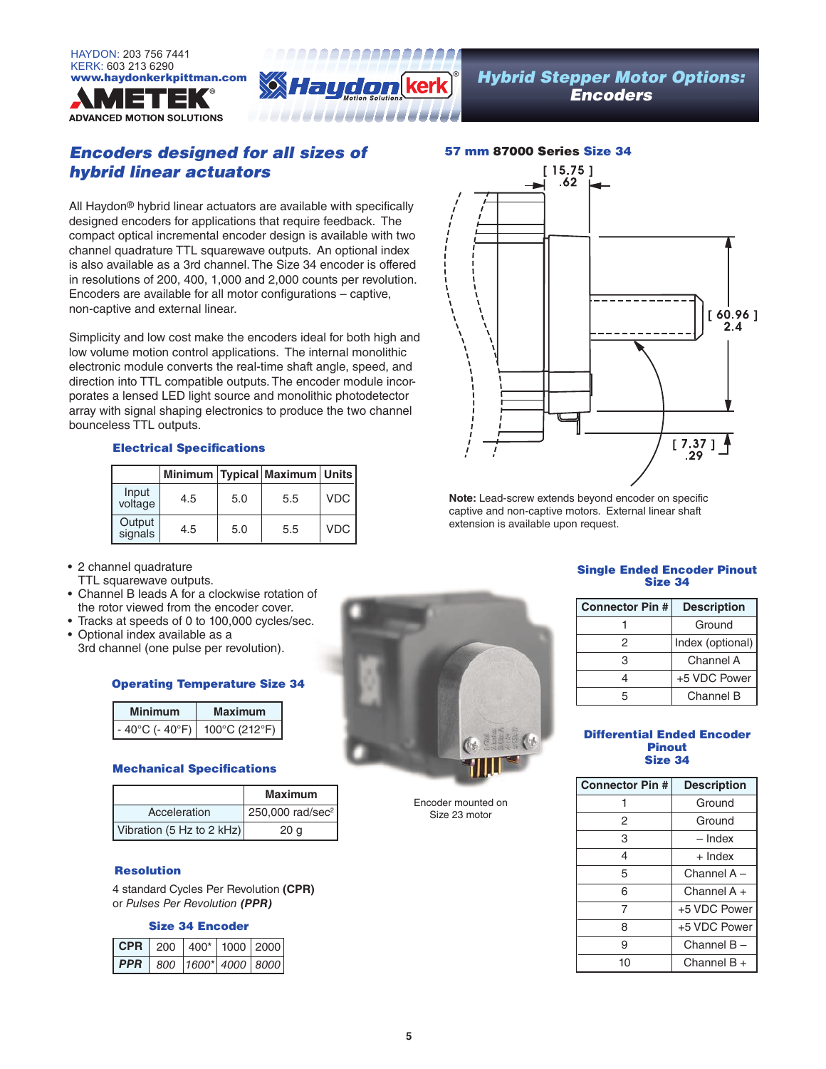HAYDON: 203 756 7441
KERK: 603 213 6290
**www.haydonkerkpittman.com**

AMETEK® ADVANCED MOTION SOLUTIONS

# *Hybrid Stepper Motor Options: Encoders*

## *Encoders designed for all sizes of hybrid linear actuators*

All Haydon® hybrid linear actuators are available with specifically designed encoders for applications that require feedback. The compact optical incremental encoder design is available with two channel quadrature TTL squarewave outputs. An optional index is also available as a 3rd channel. The Size 34 encoder is offered in resolutions of 200, 400, 1,000 and 2,000 counts per revolution. Encoders are available for all motor configurations – captive, non-captive and external linear.

Simplicity and low cost make the encoders ideal for both high and low volume motion control applications. The internal monolithic electronic module converts the real-time shaft angle, speed, and direction into TTL compatible outputs. The encoder module incorporates a lensed LED light source and monolithic photodetector array with signal shaping electronics to produce the two channel bounceless TTL outputs.

### Electrical Specifications

| | Minimum | Typical | Maximum | Units |
|---|---|---|---|---|
| Input voltage | 4.5 | 5.0 | 5.5 | VDC |
| Output signals | 4.5 | 5.0 | 5.5 | VDC |

- 2 channel quadrature TTL squarewave outputs.
- Channel B leads A for a clockwise rotation of the rotor viewed from the encoder cover.
- Tracks at speeds of 0 to 100,000 cycles/sec.
- Optional index available as a 3rd channel (one pulse per revolution).

### Operating Temperature Size 34

| Minimum | Maximum |
|---|---|
| - 40°C (- 40°F) | 100°C (212°F) |

### Mechanical Specifications

| | Maximum |
|---|---|
| Acceleration | 250,000 rad/sec² |
| Vibration (5 Hz to 2 kHz) | 20 g |

### Resolution

4 standard Cycles Per Revolution **(CPR)**
or *Pulses Per Revolution* ***(PPR)***

### Size 34 Encoder

| CPR | 200 | 400* | 1000 | 2000 |
|---|---|---|---|---|
| ***PPR*** | *800* | *1600** | *4000* | *8000* |

Encoder mounted on Size 23 motor

### 57 mm 87000 Series Size 34

[ 15.75 ] .62
[ 60.96 ] 2.4
[ 7.37 ] .29

**Note:** Lead-screw extends beyond encoder on specific captive and non-captive motors. External linear shaft extension is available upon request.

### Single Ended Encoder Pinout Size 34

| Connector Pin # | Description |
|---|---|
| 1 | Ground |
| 2 | Index (optional) |
| 3 | Channel A |
| 4 | +5 VDC Power |
| 5 | Channel B |

### Differential Ended Encoder Pinout Size 34

| Connector Pin # | Description |
|---|---|
| 1 | Ground |
| 2 | Ground |
| 3 | – Index |
| 4 | + Index |
| 5 | Channel A – |
| 6 | Channel A + |
| 7 | +5 VDC Power |
| 8 | +5 VDC Power |
| 9 | Channel B – |
| 10 | Channel B + |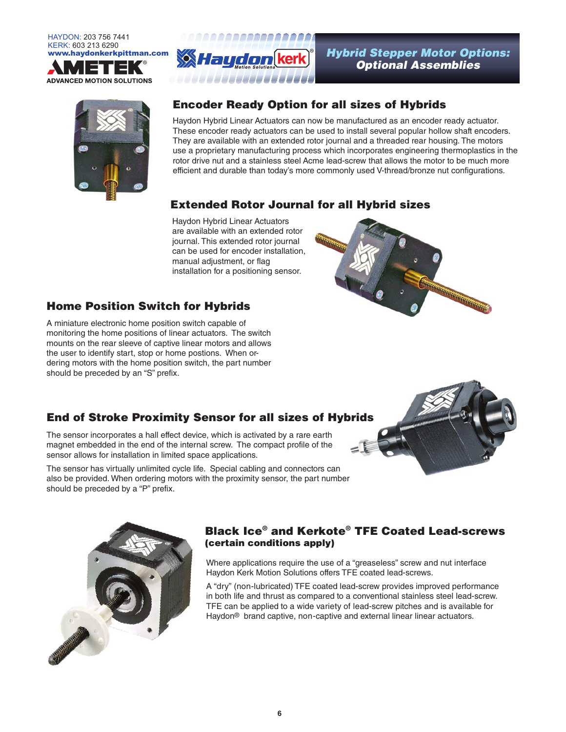HAYDON: 203 756 7441
KERK: 603 213 6290
www.haydonkerkpittman.com
AMETEK® ADVANCED MOTION SOLUTIONS

# Hybrid Stepper Motor Options: Optional Assemblies

## Encoder Ready Option for all sizes of Hybrids

Haydon Hybrid Linear Actuators can now be manufactured as an encoder ready actuator. These encoder ready actuators can be used to install several popular hollow shaft encoders. They are available with an extended rotor journal and a threaded rear housing. The motors use a proprietary manufacturing process which incorporates engineering thermoplastics in the rotor drive nut and a stainless steel Acme lead-screw that allows the motor to be much more efficient and durable than today's more commonly used V-thread/bronze nut configurations.

## Extended Rotor Journal for all Hybrid sizes

Haydon Hybrid Linear Actuators are available with an extended rotor journal. This extended rotor journal can be used for encoder installation, manual adjustment, or flag installation for a positioning sensor.

## Home Position Switch for Hybrids

A miniature electronic home position switch capable of monitoring the home positions of linear actuators. The switch mounts on the rear sleeve of captive linear motors and allows the user to identify start, stop or home postions. When ordering motors with the home position switch, the part number should be preceded by an "S" prefix.

## End of Stroke Proximity Sensor for all sizes of Hybrids

The sensor incorporates a hall effect device, which is activated by a rare earth magnet embedded in the end of the internal screw. The compact profile of the sensor allows for installation in limited space applications.

The sensor has virtually unlimited cycle life. Special cabling and connectors can also be provided. When ordering motors with the proximity sensor, the part number should be preceded by a "P" prefix.

## Black Ice® and Kerkote® TFE Coated Lead-screws (certain conditions apply)

Where applications require the use of a "greaseless" screw and nut interface Haydon Kerk Motion Solutions offers TFE coated lead-screws.

A "dry" (non-lubricated) TFE coated lead-screw provides improved performance in both life and thrust as compared to a conventional stainless steel lead-screw. TFE can be applied to a wide variety of lead-screw pitches and is available for Haydon® brand captive, non-captive and external linear linear actuators.